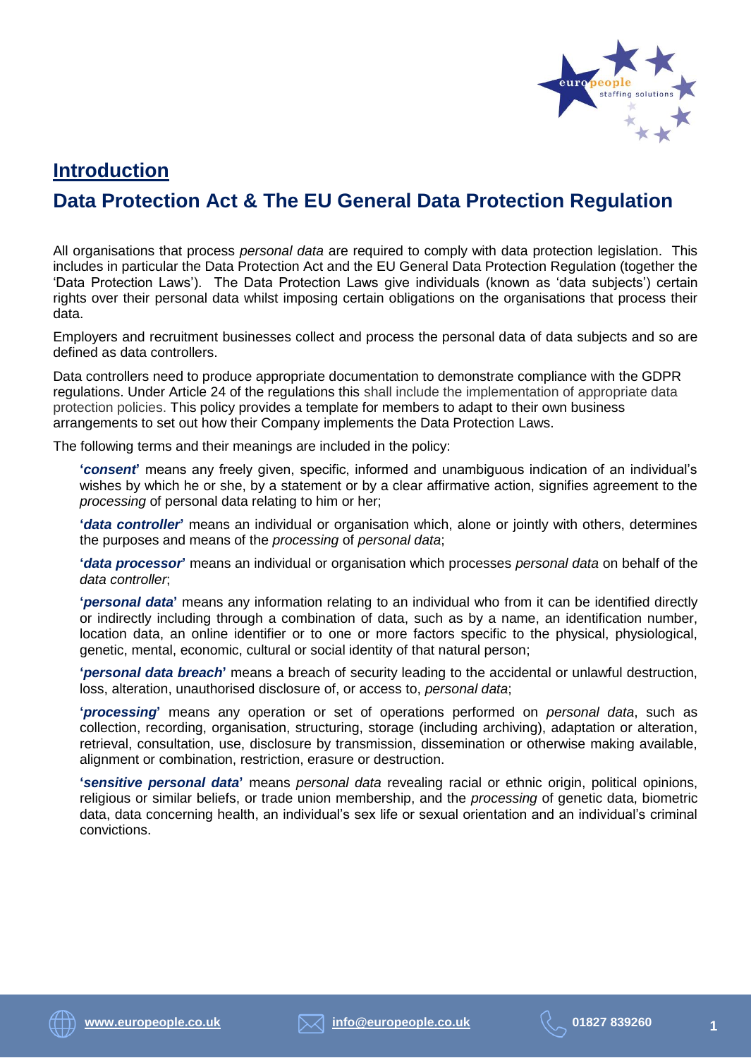# Introduction

## Data Protection Act & The EU General Data Protection Regulation

All organisations that process *personal data* are required to comply with data protection legislation. This includes in particular the Data Protection Act and the EU General Data Protection Regulation (together the 'Data Protection Laws'). The Data Protection Laws give individuals (known as 'data subjects') certain rights over their personal data whilst imposing certain obligations on the organisations that process their data.

Employers and recruitment businesses collect and process the personal data of data subjects and so are defined as data controllers.

Data controllers need to produce appropriate documentation to demonstrate compliance with the GDPR regulations. Under Article 24 of the regulations this shall include the implementation of appropriate data protection policies. This policy provides a template for members to adapt to their own business arrangements to set out how their Company implements the Data Protection Laws.

The following terms and their meanings are included in the policy:

**'*consent*'** means any freely given, specific, informed and unambiguous indication of an individual's wishes by which he or she, by a statement or by a clear affirmative action, signifies agreement to the *processing* of personal data relating to him or her;

**'*data controller*'** means an individual or organisation which, alone or jointly with others, determines the purposes and means of the *processing* of *personal data*;

**'*data processor*'** means an individual or organisation which processes *personal data* on behalf of the *data controller*;

**'*personal data*'** means any information relating to an individual who from it can be identified directly or indirectly including through a combination of data, such as by a name, an identification number, location data, an online identifier or to one or more factors specific to the physical, physiological, genetic, mental, economic, cultural or social identity of that natural person;

**'*personal data breach*'** means a breach of security leading to the accidental or unlawful destruction, loss, alteration, unauthorised disclosure of, or access to, *personal data*;

**'*processing*'** means any operation or set of operations performed on *personal data*, such as collection, recording, organisation, structuring, storage (including archiving), adaptation or alteration, retrieval, consultation, use, disclosure by transmission, dissemination or otherwise making available, alignment or combination, restriction, erasure or destruction.

**'*sensitive personal data*'** means *personal data* revealing racial or ethnic origin, political opinions, religious or similar beliefs, or trade union membership, and the *processing* of genetic data, biometric data, data concerning health, an individual's sex life or sexual orientation and an individual's criminal convictions.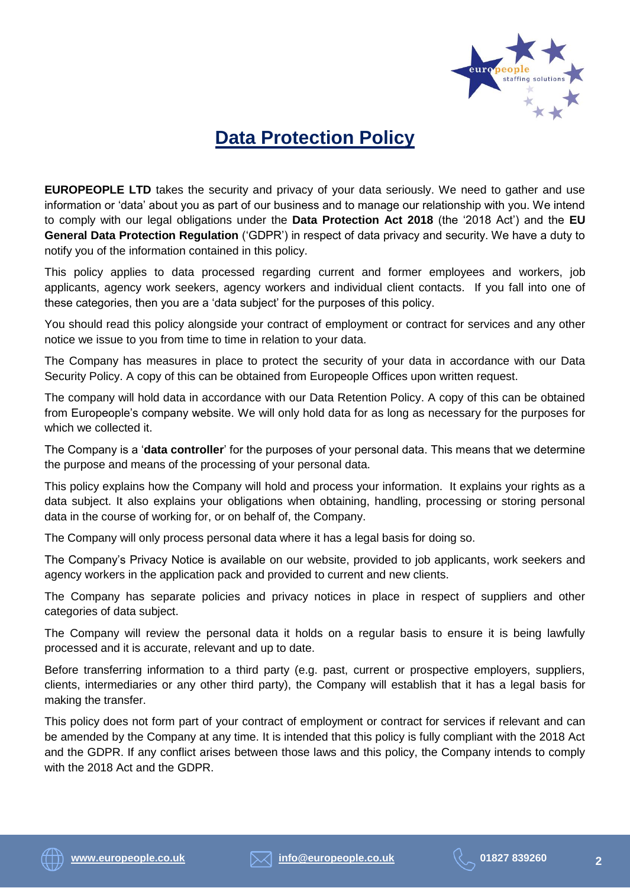# Data Protection Policy

**EUROPEOPLE LTD** takes the security and privacy of your data seriously. We need to gather and use information or 'data' about you as part of our business and to manage our relationship with you. We intend to comply with our legal obligations under the **Data Protection Act 2018** (the '2018 Act') and the **EU General Data Protection Regulation** ('GDPR') in respect of data privacy and security. We have a duty to notify you of the information contained in this policy.

This policy applies to data processed regarding current and former employees and workers, job applicants, agency work seekers, agency workers and individual client contacts. If you fall into one of these categories, then you are a 'data subject' for the purposes of this policy.

You should read this policy alongside your contract of employment or contract for services and any other notice we issue to you from time to time in relation to your data.

The Company has measures in place to protect the security of your data in accordance with our Data Security Policy. A copy of this can be obtained from Europeople Offices upon written request.

The company will hold data in accordance with our Data Retention Policy. A copy of this can be obtained from Europeople's company website. We will only hold data for as long as necessary for the purposes for which we collected it.

The Company is a '**data controller**' for the purposes of your personal data. This means that we determine the purpose and means of the processing of your personal data.

This policy explains how the Company will hold and process your information. It explains your rights as a data subject. It also explains your obligations when obtaining, handling, processing or storing personal data in the course of working for, or on behalf of, the Company.

The Company will only process personal data where it has a legal basis for doing so.

The Company's Privacy Notice is available on our website, provided to job applicants, work seekers and agency workers in the application pack and provided to current and new clients.

The Company has separate policies and privacy notices in place in respect of suppliers and other categories of data subject.

The Company will review the personal data it holds on a regular basis to ensure it is being lawfully processed and it is accurate, relevant and up to date.

Before transferring information to a third party (e.g. past, current or prospective employers, suppliers, clients, intermediaries or any other third party), the Company will establish that it has a legal basis for making the transfer.

This policy does not form part of your contract of employment or contract for services if relevant and can be amended by the Company at any time. It is intended that this policy is fully compliant with the 2018 Act and the GDPR. If any conflict arises between those laws and this policy, the Company intends to comply with the 2018 Act and the GDPR.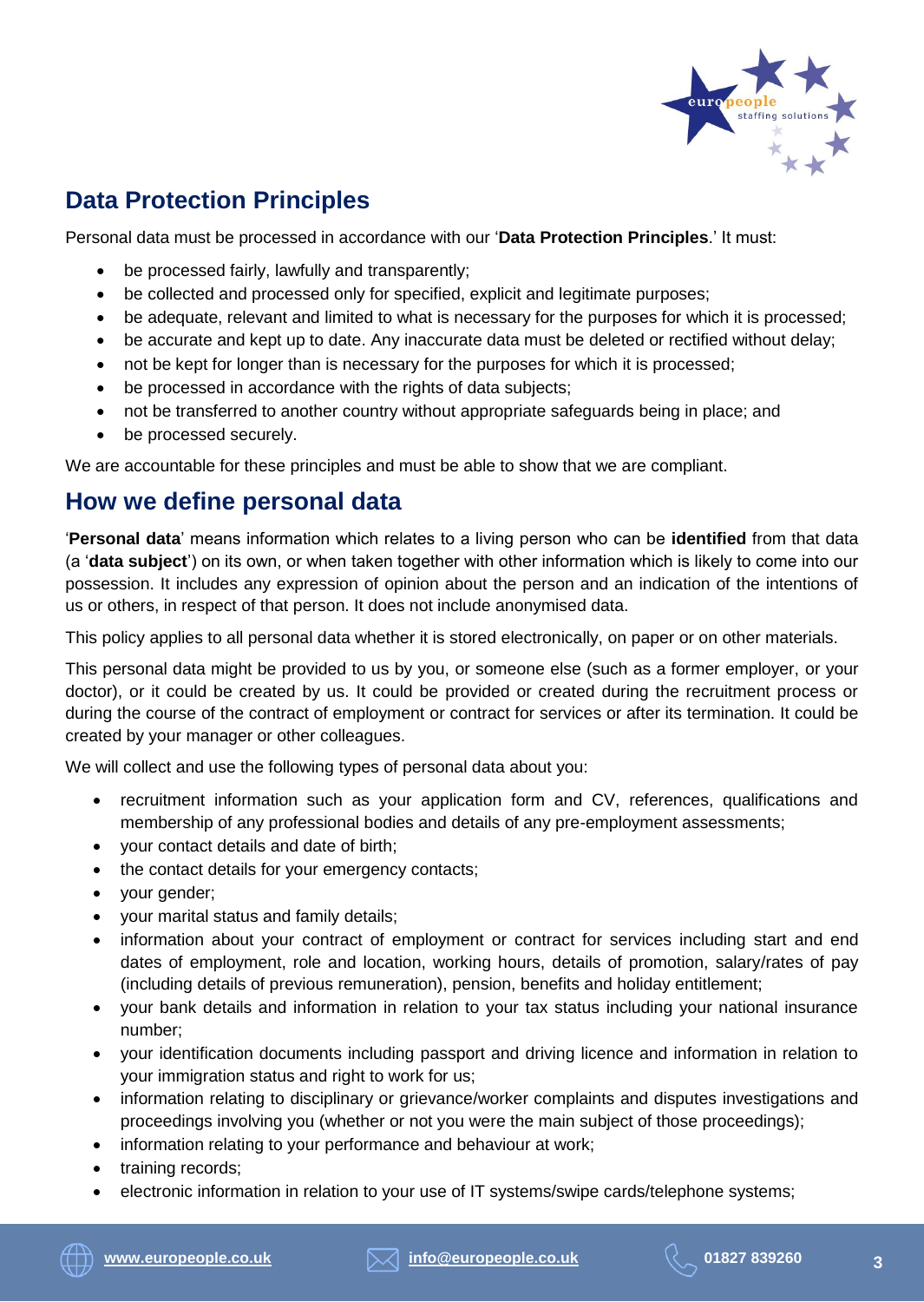## Data Protection Principles

Personal data must be processed in accordance with our '**Data Protection Principles**.' It must:

- be processed fairly, lawfully and transparently;
- be collected and processed only for specified, explicit and legitimate purposes;
- be adequate, relevant and limited to what is necessary for the purposes for which it is processed;
- be accurate and kept up to date. Any inaccurate data must be deleted or rectified without delay;
- not be kept for longer than is necessary for the purposes for which it is processed;
- be processed in accordance with the rights of data subjects;
- not be transferred to another country without appropriate safeguards being in place; and
- be processed securely.

We are accountable for these principles and must be able to show that we are compliant.

## How we define personal data

'**Personal data**' means information which relates to a living person who can be **identified** from that data (a '**data subject**') on its own, or when taken together with other information which is likely to come into our possession. It includes any expression of opinion about the person and an indication of the intentions of us or others, in respect of that person. It does not include anonymised data.

This policy applies to all personal data whether it is stored electronically, on paper or on other materials.

This personal data might be provided to us by you, or someone else (such as a former employer, or your doctor), or it could be created by us. It could be provided or created during the recruitment process or during the course of the contract of employment or contract for services or after its termination. It could be created by your manager or other colleagues.

We will collect and use the following types of personal data about you:

- recruitment information such as your application form and CV, references, qualifications and membership of any professional bodies and details of any pre-employment assessments;
- your contact details and date of birth;
- the contact details for your emergency contacts;
- your gender;
- your marital status and family details;
- information about your contract of employment or contract for services including start and end dates of employment, role and location, working hours, details of promotion, salary/rates of pay (including details of previous remuneration), pension, benefits and holiday entitlement;
- your bank details and information in relation to your tax status including your national insurance number;
- your identification documents including passport and driving licence and information in relation to your immigration status and right to work for us;
- information relating to disciplinary or grievance/worker complaints and disputes investigations and proceedings involving you (whether or not you were the main subject of those proceedings);
- information relating to your performance and behaviour at work;
- training records;
- electronic information in relation to your use of IT systems/swipe cards/telephone systems;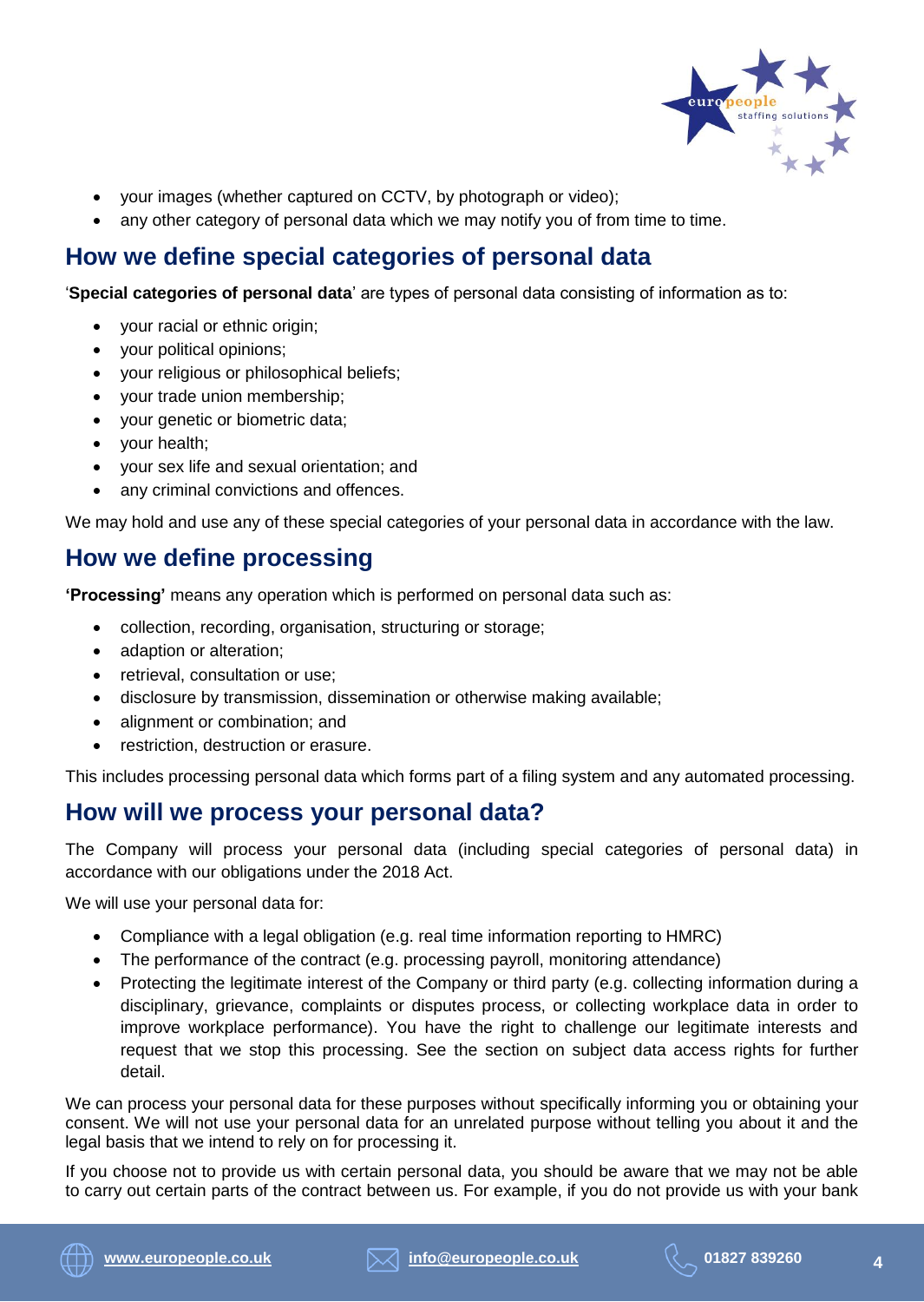- your images (whether captured on CCTV, by photograph or video);
- any other category of personal data which we may notify you of from time to time.

## How we define special categories of personal data

'**Special categories of personal data**' are types of personal data consisting of information as to:

- your racial or ethnic origin;
- your political opinions;
- your religious or philosophical beliefs;
- your trade union membership;
- your genetic or biometric data;
- your health;
- your sex life and sexual orientation; and
- any criminal convictions and offences.

We may hold and use any of these special categories of your personal data in accordance with the law.

## How we define processing

**'Processing'** means any operation which is performed on personal data such as:

- collection, recording, organisation, structuring or storage;
- adaption or alteration;
- retrieval, consultation or use;
- disclosure by transmission, dissemination or otherwise making available;
- alignment or combination; and
- restriction, destruction or erasure.

This includes processing personal data which forms part of a filing system and any automated processing.

## How will we process your personal data?

The Company will process your personal data (including special categories of personal data) in accordance with our obligations under the 2018 Act.

We will use your personal data for:

- Compliance with a legal obligation (e.g. real time information reporting to HMRC)
- The performance of the contract (e.g. processing payroll, monitoring attendance)
- Protecting the legitimate interest of the Company or third party (e.g. collecting information during a disciplinary, grievance, complaints or disputes process, or collecting workplace data in order to improve workplace performance). You have the right to challenge our legitimate interests and request that we stop this processing. See the section on subject data access rights for further detail.

We can process your personal data for these purposes without specifically informing you or obtaining your consent. We will not use your personal data for an unrelated purpose without telling you about it and the legal basis that we intend to rely on for processing it.

If you choose not to provide us with certain personal data, you should be aware that we may not be able to carry out certain parts of the contract between us. For example, if you do not provide us with your bank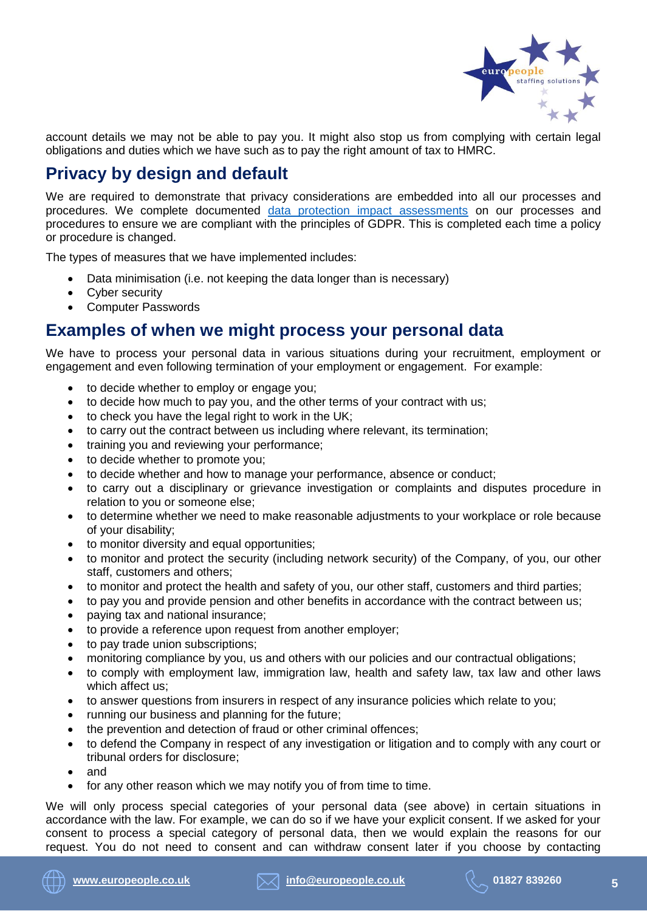account details we may not be able to pay you. It might also stop us from complying with certain legal obligations and duties which we have such as to pay the right amount of tax to HMRC.

## Privacy by design and default

We are required to demonstrate that privacy considerations are embedded into all our processes and procedures. We complete documented data protection impact assessments on our processes and procedures to ensure we are compliant with the principles of GDPR. This is completed each time a policy or procedure is changed.

The types of measures that we have implemented includes:

- Data minimisation (i.e. not keeping the data longer than is necessary)
- Cyber security
- Computer Passwords

## Examples of when we might process your personal data

We have to process your personal data in various situations during your recruitment, employment or engagement and even following termination of your employment or engagement. For example:

- to decide whether to employ or engage you;
- to decide how much to pay you, and the other terms of your contract with us;
- to check you have the legal right to work in the UK;
- to carry out the contract between us including where relevant, its termination;
- training you and reviewing your performance;
- to decide whether to promote you;
- to decide whether and how to manage your performance, absence or conduct;
- to carry out a disciplinary or grievance investigation or complaints and disputes procedure in relation to you or someone else;
- to determine whether we need to make reasonable adjustments to your workplace or role because of your disability;
- to monitor diversity and equal opportunities;
- to monitor and protect the security (including network security) of the Company, of you, our other staff, customers and others;
- to monitor and protect the health and safety of you, our other staff, customers and third parties;
- to pay you and provide pension and other benefits in accordance with the contract between us;
- paying tax and national insurance;
- to provide a reference upon request from another employer;
- to pay trade union subscriptions;
- monitoring compliance by you, us and others with our policies and our contractual obligations;
- to comply with employment law, immigration law, health and safety law, tax law and other laws which affect us;
- to answer questions from insurers in respect of any insurance policies which relate to you;
- running our business and planning for the future;
- the prevention and detection of fraud or other criminal offences;
- to defend the Company in respect of any investigation or litigation and to comply with any court or tribunal orders for disclosure;
- and
- for any other reason which we may notify you of from time to time.

We will only process special categories of your personal data (see above) in certain situations in accordance with the law. For example, we can do so if we have your explicit consent. If we asked for your consent to process a special category of personal data, then we would explain the reasons for our request. You do not need to consent and can withdraw consent later if you choose by contacting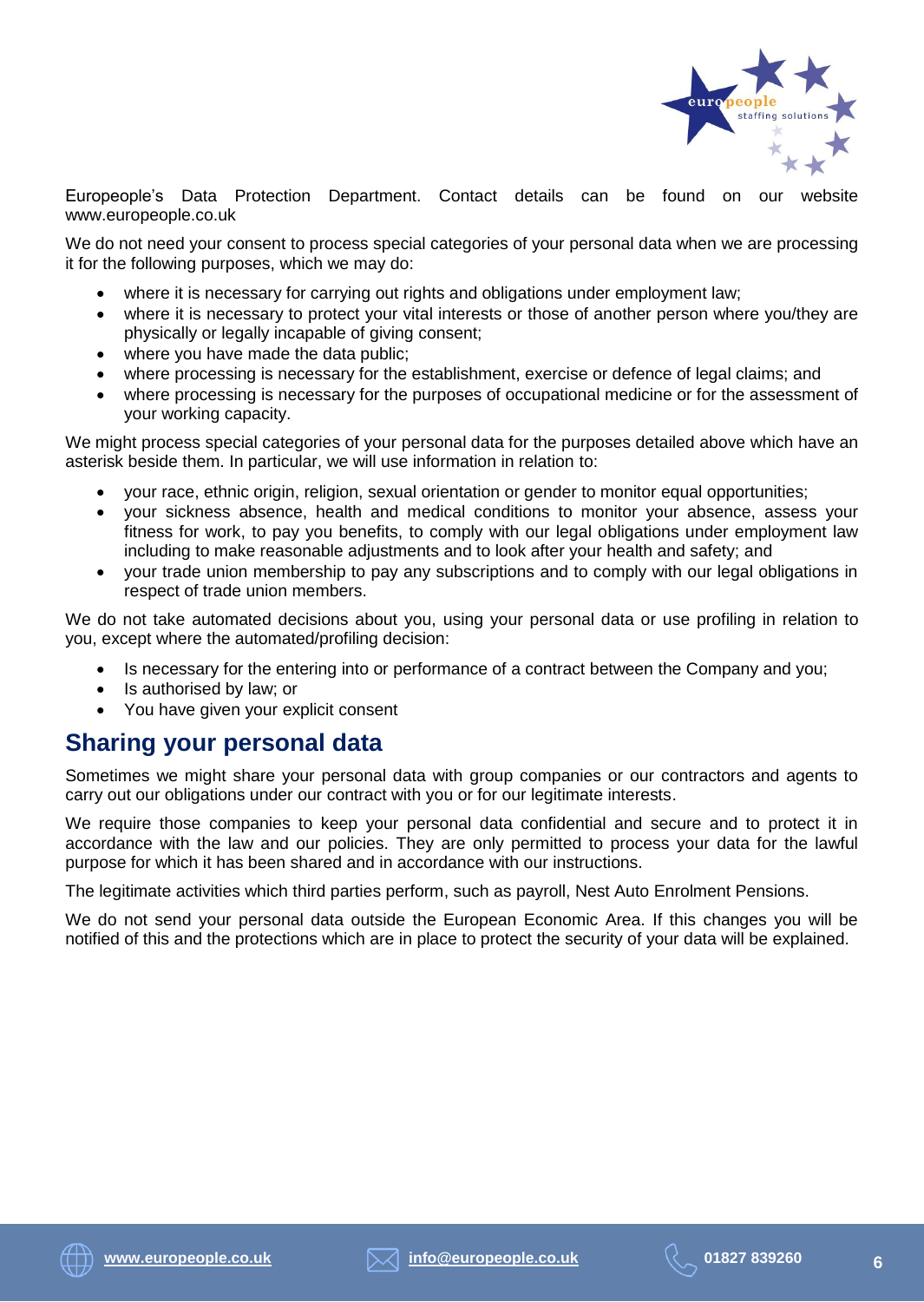Europeople's Data Protection Department. Contact details can be found on our website www.europeople.co.uk

We do not need your consent to process special categories of your personal data when we are processing it for the following purposes, which we may do:

- where it is necessary for carrying out rights and obligations under employment law;
- where it is necessary to protect your vital interests or those of another person where you/they are physically or legally incapable of giving consent;
- where you have made the data public;
- where processing is necessary for the establishment, exercise or defence of legal claims; and
- where processing is necessary for the purposes of occupational medicine or for the assessment of your working capacity.

We might process special categories of your personal data for the purposes detailed above which have an asterisk beside them. In particular, we will use information in relation to:

- your race, ethnic origin, religion, sexual orientation or gender to monitor equal opportunities;
- your sickness absence, health and medical conditions to monitor your absence, assess your fitness for work, to pay you benefits, to comply with our legal obligations under employment law including to make reasonable adjustments and to look after your health and safety; and
- your trade union membership to pay any subscriptions and to comply with our legal obligations in respect of trade union members.

We do not take automated decisions about you, using your personal data or use profiling in relation to you, except where the automated/profiling decision:

- Is necessary for the entering into or performance of a contract between the Company and you;
- Is authorised by law; or
- You have given your explicit consent

## Sharing your personal data

Sometimes we might share your personal data with group companies or our contractors and agents to carry out our obligations under our contract with you or for our legitimate interests.

We require those companies to keep your personal data confidential and secure and to protect it in accordance with the law and our policies. They are only permitted to process your data for the lawful purpose for which it has been shared and in accordance with our instructions.

The legitimate activities which third parties perform, such as payroll, Nest Auto Enrolment Pensions.

We do not send your personal data outside the European Economic Area. If this changes you will be notified of this and the protections which are in place to protect the security of your data will be explained.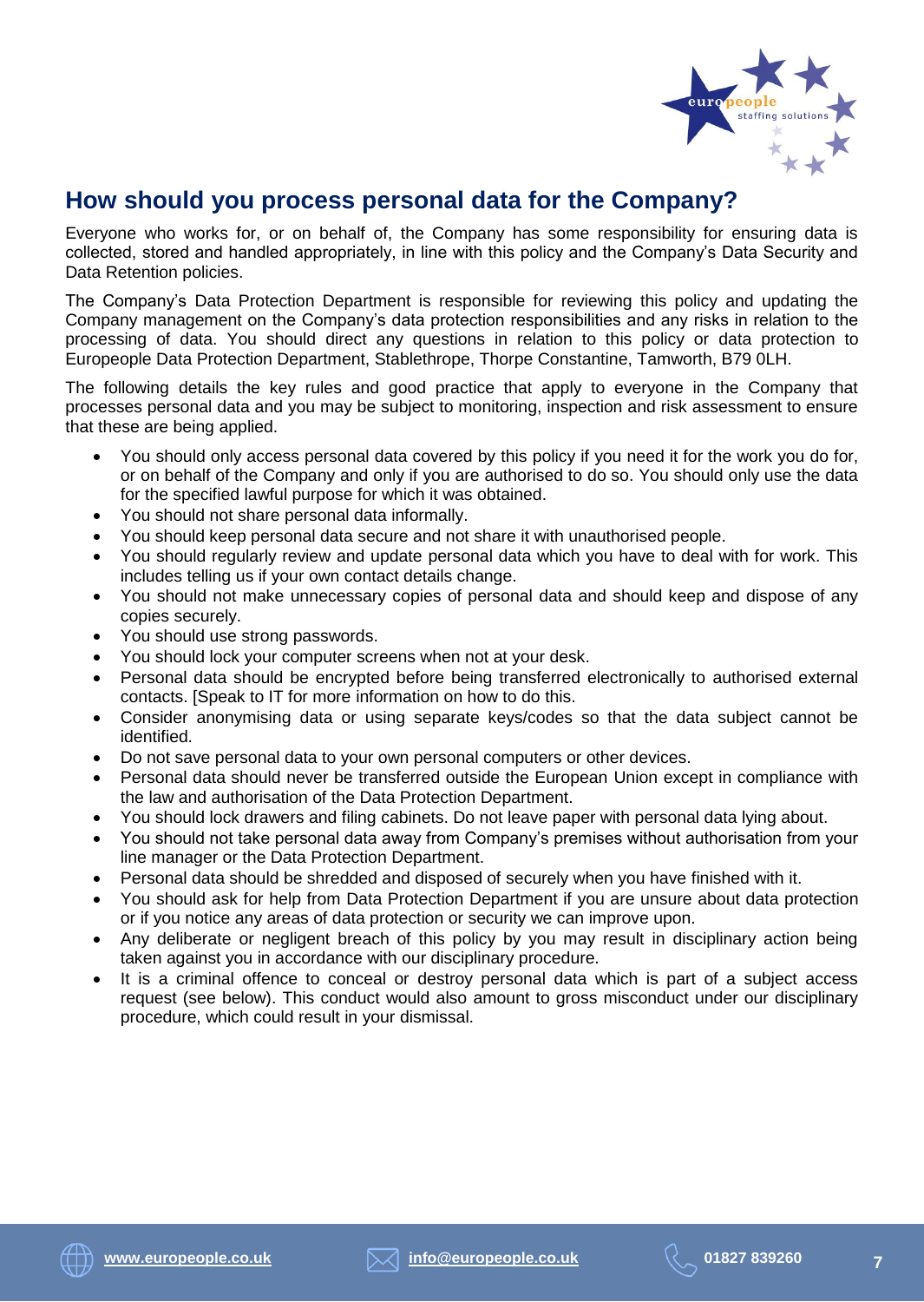## How should you process personal data for the Company?

Everyone who works for, or on behalf of, the Company has some responsibility for ensuring data is collected, stored and handled appropriately, in line with this policy and the Company's Data Security and Data Retention policies.

The Company's Data Protection Department is responsible for reviewing this policy and updating the Company management on the Company's data protection responsibilities and any risks in relation to the processing of data. You should direct any questions in relation to this policy or data protection to Europeople Data Protection Department, Stablethrope, Thorpe Constantine, Tamworth, B79 0LH.

The following details the key rules and good practice that apply to everyone in the Company that processes personal data and you may be subject to monitoring, inspection and risk assessment to ensure that these are being applied.

- You should only access personal data covered by this policy if you need it for the work you do for, or on behalf of the Company and only if you are authorised to do so. You should only use the data for the specified lawful purpose for which it was obtained.
- You should not share personal data informally.
- You should keep personal data secure and not share it with unauthorised people.
- You should regularly review and update personal data which you have to deal with for work. This includes telling us if your own contact details change.
- You should not make unnecessary copies of personal data and should keep and dispose of any copies securely.
- You should use strong passwords.
- You should lock your computer screens when not at your desk.
- Personal data should be encrypted before being transferred electronically to authorised external contacts. [Speak to IT for more information on how to do this.
- Consider anonymising data or using separate keys/codes so that the data subject cannot be identified.
- Do not save personal data to your own personal computers or other devices.
- Personal data should never be transferred outside the European Union except in compliance with the law and authorisation of the Data Protection Department.
- You should lock drawers and filing cabinets. Do not leave paper with personal data lying about.
- You should not take personal data away from Company's premises without authorisation from your line manager or the Data Protection Department.
- Personal data should be shredded and disposed of securely when you have finished with it.
- You should ask for help from Data Protection Department if you are unsure about data protection or if you notice any areas of data protection or security we can improve upon.
- Any deliberate or negligent breach of this policy by you may result in disciplinary action being taken against you in accordance with our disciplinary procedure.
- It is a criminal offence to conceal or destroy personal data which is part of a subject access request (see below). This conduct would also amount to gross misconduct under our disciplinary procedure, which could result in your dismissal.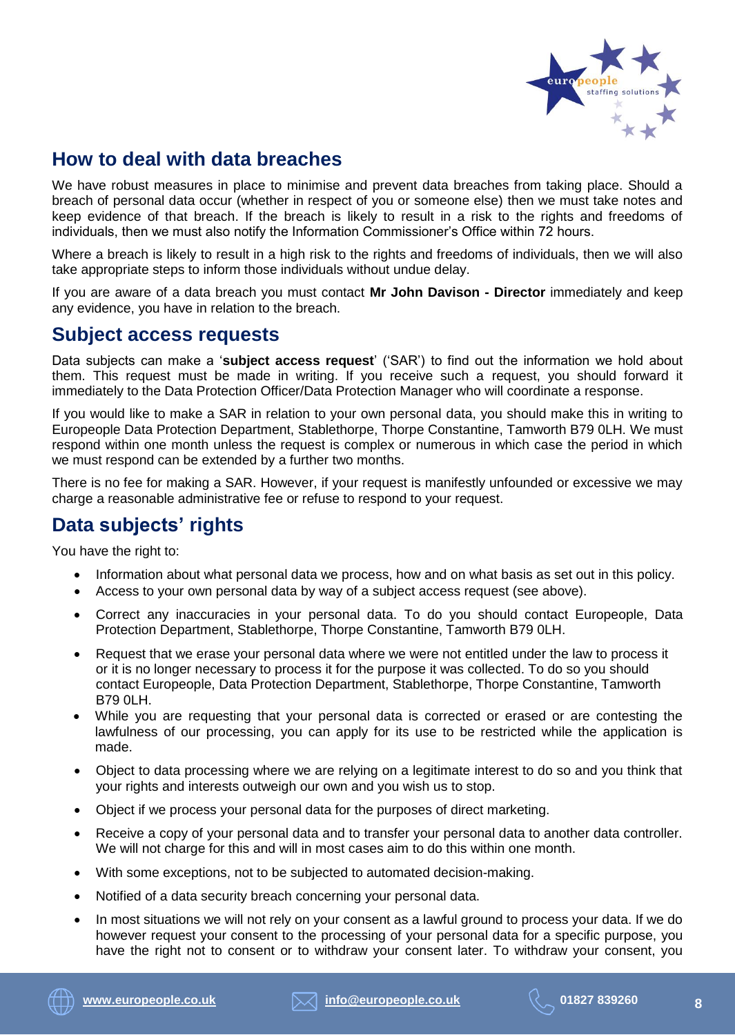## How to deal with data breaches

We have robust measures in place to minimise and prevent data breaches from taking place. Should a breach of personal data occur (whether in respect of you or someone else) then we must take notes and keep evidence of that breach. If the breach is likely to result in a risk to the rights and freedoms of individuals, then we must also notify the Information Commissioner's Office within 72 hours.

Where a breach is likely to result in a high risk to the rights and freedoms of individuals, then we will also take appropriate steps to inform those individuals without undue delay.

If you are aware of a data breach you must contact **Mr John Davison - Director** immediately and keep any evidence, you have in relation to the breach.

## Subject access requests

Data subjects can make a '**subject access request**' ('SAR') to find out the information we hold about them. This request must be made in writing. If you receive such a request, you should forward it immediately to the Data Protection Officer/Data Protection Manager who will coordinate a response.

If you would like to make a SAR in relation to your own personal data, you should make this in writing to Europeople Data Protection Department, Stablethorpe, Thorpe Constantine, Tamworth B79 0LH. We must respond within one month unless the request is complex or numerous in which case the period in which we must respond can be extended by a further two months.

There is no fee for making a SAR. However, if your request is manifestly unfounded or excessive we may charge a reasonable administrative fee or refuse to respond to your request.

## Data subjects' rights

You have the right to:

- Information about what personal data we process, how and on what basis as set out in this policy.
- Access to your own personal data by way of a subject access request (see above).
- Correct any inaccuracies in your personal data. To do you should contact Europeople, Data Protection Department, Stablethorpe, Thorpe Constantine, Tamworth B79 0LH.
- Request that we erase your personal data where we were not entitled under the law to process it or it is no longer necessary to process it for the purpose it was collected. To do so you should contact Europeople, Data Protection Department, Stablethorpe, Thorpe Constantine, Tamworth B79 0LH.
- While you are requesting that your personal data is corrected or erased or are contesting the lawfulness of our processing, you can apply for its use to be restricted while the application is made.
- Object to data processing where we are relying on a legitimate interest to do so and you think that your rights and interests outweigh our own and you wish us to stop.
- Object if we process your personal data for the purposes of direct marketing.
- Receive a copy of your personal data and to transfer your personal data to another data controller. We will not charge for this and will in most cases aim to do this within one month.
- With some exceptions, not to be subjected to automated decision-making.
- Notified of a data security breach concerning your personal data.
- In most situations we will not rely on your consent as a lawful ground to process your data. If we do however request your consent to the processing of your personal data for a specific purpose, you have the right not to consent or to withdraw your consent later. To withdraw your consent, you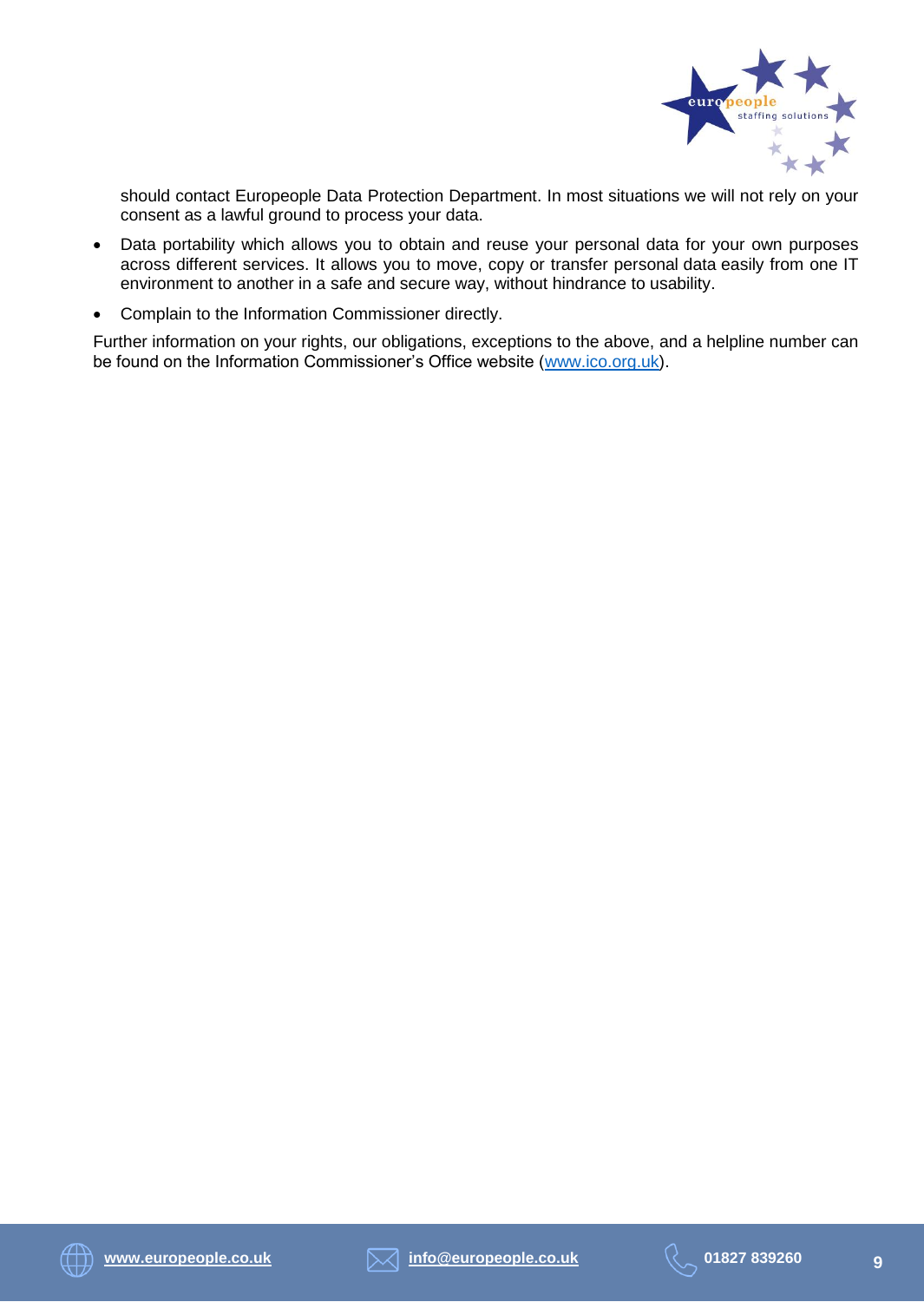should contact Europeople Data Protection Department. In most situations we will not rely on your consent as a lawful ground to process your data.

- Data portability which allows you to obtain and reuse your personal data for your own purposes across different services. It allows you to move, copy or transfer personal data easily from one IT environment to another in a safe and secure way, without hindrance to usability.
- Complain to the Information Commissioner directly.

Further information on your rights, our obligations, exceptions to the above, and a helpline number can be found on the Information Commissioner's Office website (www.ico.org.uk).